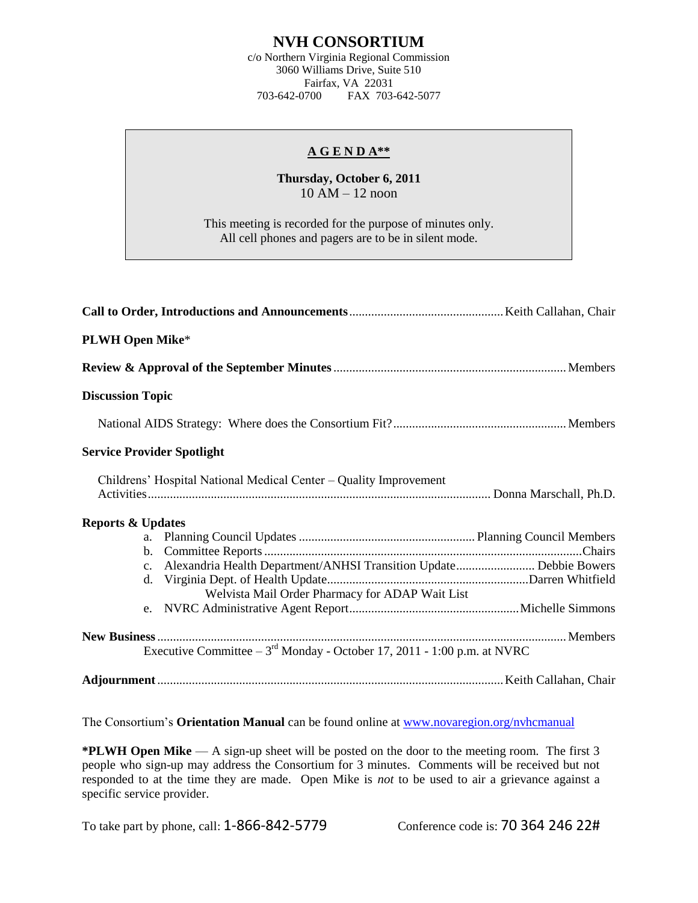# NVH CONSORTIUM

c/o Northern Virginia Regional Commission
3060 Williams Drive, Suite 510
Fairfax, VA 22031
703-642-0700 FAX 703-642-5077

## A G E N D A**

**Thursday, October 6, 2011**
10 AM – 12 noon

This meeting is recorded for the purpose of minutes only.
All cell phones and pagers are to be in silent mode.

**Call to Order, Introductions and Announcements** ........ Keith Callahan, Chair

**PLWH Open Mike***

**Review & Approval of the September Minutes** ........ Members

**Discussion Topic**

National AIDS Strategy: Where does the Consortium Fit? ........ Members

**Service Provider Spotlight**

Childrens' Hospital National Medical Center – Quality Improvement Activities ........ Donna Marschall, Ph.D.

**Reports & Updates**

a. Planning Council Updates ........ Planning Council Members
b. Committee Reports ........ Chairs
c. Alexandria Health Department/ANHSI Transition Update ........ Debbie Bowers
d. Virginia Dept. of Health Update ........ Darren Whitfield
   Welvista Mail Order Pharmacy for ADAP Wait List
e. NVRC Administrative Agent Report ........ Michelle Simmons

**New Business** ........ Members

Executive Committee – 3rd Monday - October 17, 2011 - 1:00 p.m. at NVRC

**Adjournment** ........ Keith Callahan, Chair

The Consortium's **Orientation Manual** can be found online at www.novaregion.org/nvhcmanual

***PLWH Open Mike** — A sign-up sheet will be posted on the door to the meeting room. The first 3 people who sign-up may address the Consortium for 3 minutes. Comments will be received but not responded to at the time they are made. Open Mike is *not* to be used to air a grievance against a specific service provider.

To take part by phone, call: 1-866-842-5779 Conference code is: 70 364 246 22#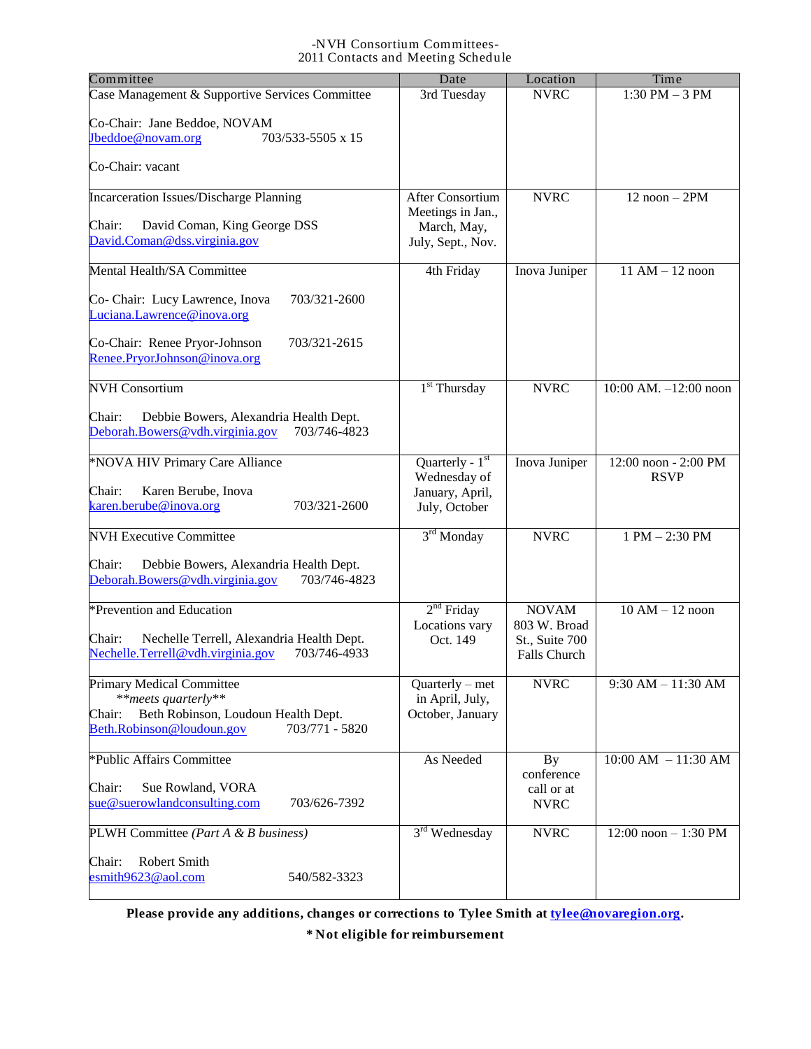-NVH Consortium Committees-
2011 Contacts and Meeting Schedule

| Committee | Date | Location | Time |
|---|---|---|---|
| Case Management & Supportive Services Committee<br><br>Co-Chair: Jane Beddoe, NOVAM<br>Jbeddoe@novam.org 703/533-5505 x 15<br><br>Co-Chair: vacant | 3rd Tuesday | NVRC | 1:30 PM – 3 PM |
| Incarceration Issues/Discharge Planning<br><br>Chair: David Coman, King George DSS<br>David.Coman@dss.virginia.gov | After Consortium Meetings in Jan., March, May, July, Sept., Nov. | NVRC | 12 noon – 2PM |
| Mental Health/SA Committee<br><br>Co- Chair: Lucy Lawrence, Inova 703/321-2600<br>Luciana.Lawrence@inova.org<br><br>Co-Chair: Renee Pryor-Johnson 703/321-2615<br>Renee.PryorJohnson@inova.org | 4th Friday | Inova Juniper | 11 AM – 12 noon |
| NVH Consortium<br><br>Chair: Debbie Bowers, Alexandria Health Dept.<br>Deborah.Bowers@vdh.virginia.gov 703/746-4823 | 1st Thursday | NVRC | 10:00 AM. –12:00 noon |
| *NOVA HIV Primary Care Alliance<br><br>Chair: Karen Berube, Inova<br>karen.berube@inova.org 703/321-2600 | Quarterly - 1st Wednesday of January, April, July, October | Inova Juniper | 12:00 noon - 2:00 PM RSVP |
| NVH Executive Committee<br><br>Chair: Debbie Bowers, Alexandria Health Dept.<br>Deborah.Bowers@vdh.virginia.gov 703/746-4823 | 3rd Monday | NVRC | 1 PM – 2:30 PM |
| *Prevention and Education<br><br>Chair: Nechelle Terrell, Alexandria Health Dept.<br>Nechelle.Terrell@vdh.virginia.gov 703/746-4933 | 2nd Friday Locations vary Oct. 149 | NOVAM 803 W. Broad St., Suite 700 Falls Church | 10 AM – 12 noon |
| Primary Medical Committee<br>*\*meets quarterly\**<br>Chair: Beth Robinson, Loudoun Health Dept.<br>Beth.Robinson@loudoun.gov 703/771 - 5820 | Quarterly – met in April, July, October, January | NVRC | 9:30 AM – 11:30 AM |
| *Public Affairs Committee<br><br>Chair: Sue Rowland, VORA<br>sue@suerowlandconsulting.com 703/626-7392 | As Needed | By conference call or at NVRC | 10:00 AM – 11:30 AM |
| PLWH Committee *(Part A & B business)*<br><br>Chair: Robert Smith<br>esmith9623@aol.com 540/582-3323 | 3rd Wednesday | NVRC | 12:00 noon – 1:30 PM |

**Please provide any additions, changes or corrections to Tylee Smith at tylee@novaregion.org.**

**\* Not eligible for reimbursement**